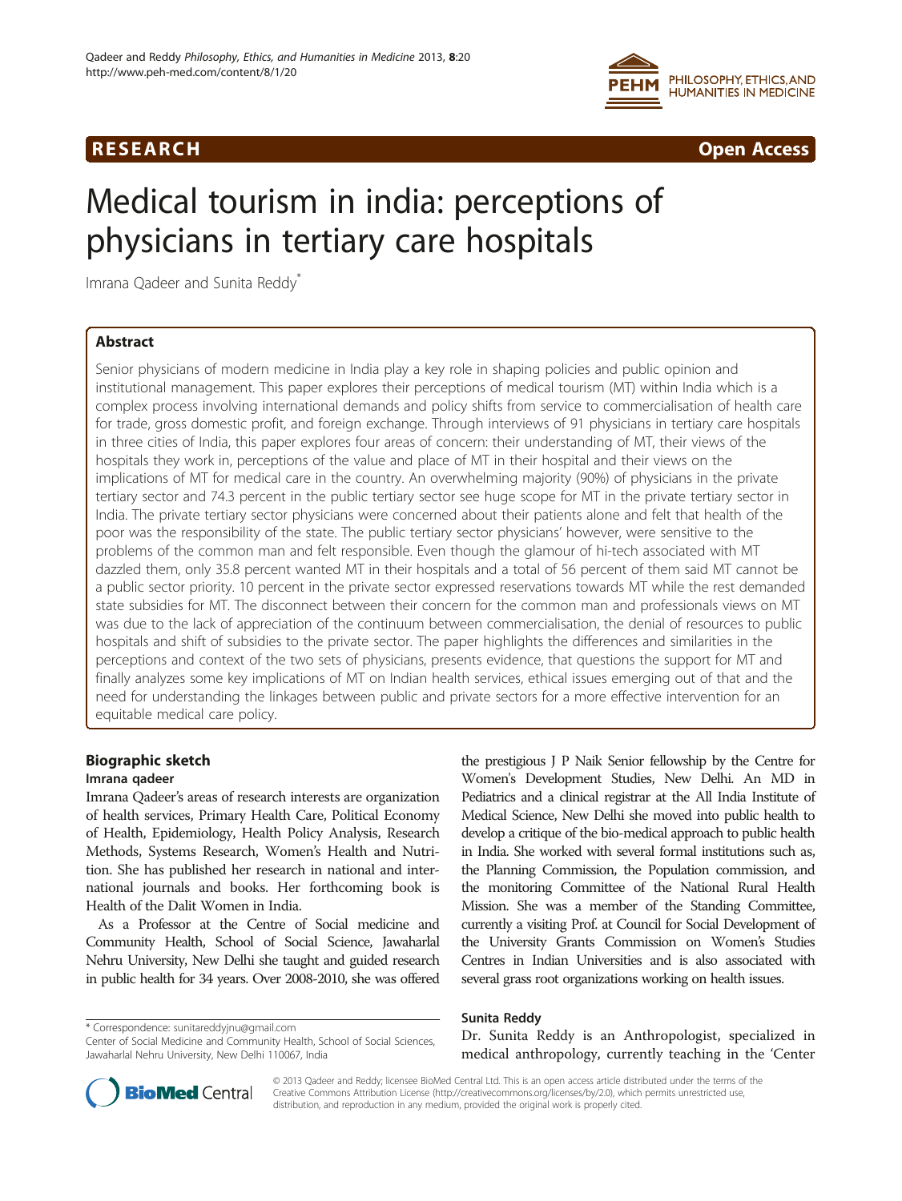RESEARCH Open Access

# Medical tourism in india: perceptions of physicians in tertiary care hospitals

Imrana Qadeer and Sunita Reddy*

## Abstract

Senior physicians of modern medicine in India play a key role in shaping policies and public opinion and institutional management. This paper explores their perceptions of medical tourism (MT) within India which is a complex process involving international demands and policy shifts from service to commercialisation of health care for trade, gross domestic profit, and foreign exchange. Through interviews of 91 physicians in tertiary care hospitals in three cities of India, this paper explores four areas of concern: their understanding of MT, their views of the hospitals they work in, perceptions of the value and place of MT in their hospital and their views on the implications of MT for medical care in the country. An overwhelming majority (90%) of physicians in the private tertiary sector and 74.3 percent in the public tertiary sector see huge scope for MT in the private tertiary sector in India. The private tertiary sector physicians were concerned about their patients alone and felt that health of the poor was the responsibility of the state. The public tertiary sector physicians' however, were sensitive to the problems of the common man and felt responsible. Even though the glamour of hi-tech associated with MT dazzled them, only 35.8 percent wanted MT in their hospitals and a total of 56 percent of them said MT cannot be a public sector priority. 10 percent in the private sector expressed reservations towards MT while the rest demanded state subsidies for MT. The disconnect between their concern for the common man and professionals views on MT was due to the lack of appreciation of the continuum between commercialisation, the denial of resources to public hospitals and shift of subsidies to the private sector. The paper highlights the differences and similarities in the perceptions and context of the two sets of physicians, presents evidence, that questions the support for MT and finally analyzes some key implications of MT on Indian health services, ethical issues emerging out of that and the need for understanding the linkages between public and private sectors for a more effective intervention for an equitable medical care policy.

## Biographic sketch

### Imrana qadeer

Imrana Qadeer's areas of research interests are organization of health services, Primary Health Care, Political Economy of Health, Epidemiology, Health Policy Analysis, Research Methods, Systems Research, Women's Health and Nutrition. She has published her research in national and international journals and books. Her forthcoming book is Health of the Dalit Women in India.

As a Professor at the Centre of Social medicine and Community Health, School of Social Science, Jawaharlal Nehru University, New Delhi she taught and guided research in public health for 34 years. Over 2008-2010, she was offered the prestigious J P Naik Senior fellowship by the Centre for Women's Development Studies, New Delhi. An MD in Pediatrics and a clinical registrar at the All India Institute of Medical Science, New Delhi she moved into public health to develop a critique of the bio-medical approach to public health in India. She worked with several formal institutions such as, the Planning Commission, the Population commission, and the monitoring Committee of the National Rural Health Mission. She was a member of the Standing Committee, currently a visiting Prof. at Council for Social Development of the University Grants Commission on Women's Studies Centres in Indian Universities and is also associated with several grass root organizations working on health issues.

### Sunita Reddy

Dr. Sunita Reddy is an Anthropologist, specialized in medical anthropology, currently teaching in the 'Center

* Correspondence: sunitareddyjnu@gmail.com
Center of Social Medicine and Community Health, School of Social Sciences, Jawaharlal Nehru University, New Delhi 110067, India

© 2013 Qadeer and Reddy; licensee BioMed Central Ltd. This is an open access article distributed under the terms of the Creative Commons Attribution License (http://creativecommons.org/licenses/by/2.0), which permits unrestricted use, distribution, and reproduction in any medium, provided the original work is properly cited.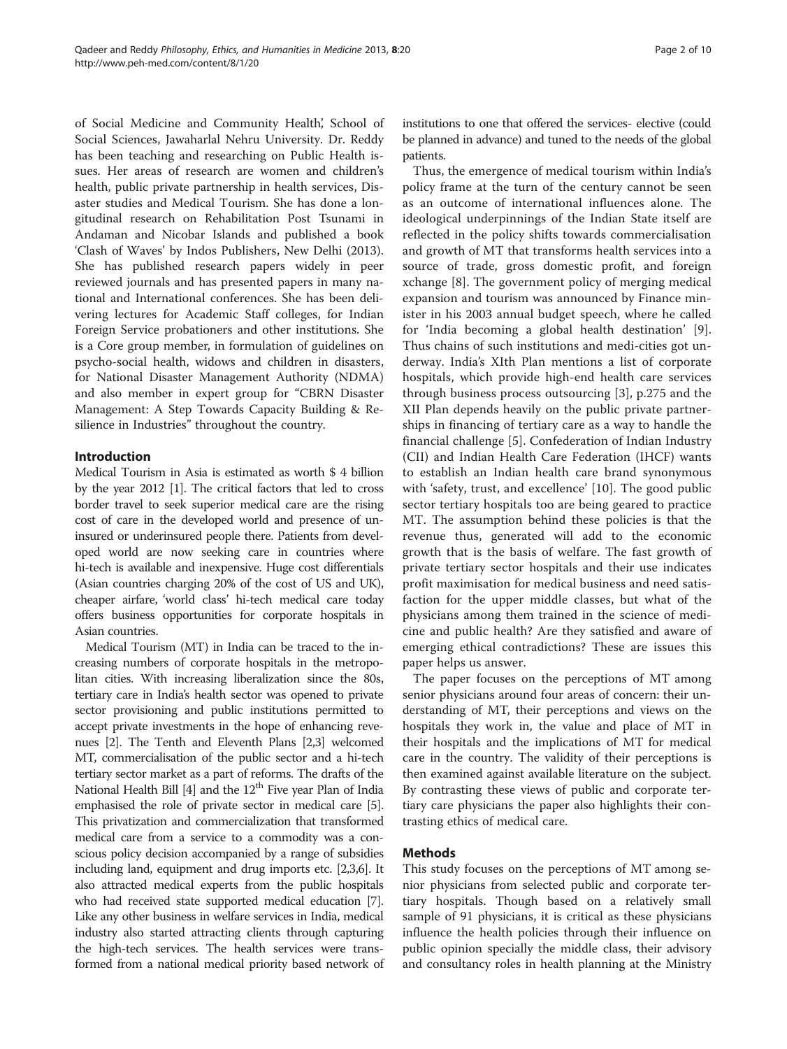of Social Medicine and Community Health', School of Social Sciences, Jawaharlal Nehru University. Dr. Reddy has been teaching and researching on Public Health issues. Her areas of research are women and children's health, public private partnership in health services, Disaster studies and Medical Tourism. She has done a longitudinal research on Rehabilitation Post Tsunami in Andaman and Nicobar Islands and published a book 'Clash of Waves' by Indos Publishers, New Delhi (2013). She has published research papers widely in peer reviewed journals and has presented papers in many national and International conferences. She has been delivering lectures for Academic Staff colleges, for Indian Foreign Service probationers and other institutions. She is a Core group member, in formulation of guidelines on psycho-social health, widows and children in disasters, for National Disaster Management Authority (NDMA) and also member in expert group for "CBRN Disaster Management: A Step Towards Capacity Building & Resilience in Industries" throughout the country.

## Introduction

Medical Tourism in Asia is estimated as worth $ 4 billion by the year 2012 [1]. The critical factors that led to cross border travel to seek superior medical care are the rising cost of care in the developed world and presence of uninsured or underinsured people there. Patients from developed world are now seeking care in countries where hi-tech is available and inexpensive. Huge cost differentials (Asian countries charging 20% of the cost of US and UK), cheaper airfare, 'world class' hi-tech medical care today offers business opportunities for corporate hospitals in Asian countries.

Medical Tourism (MT) in India can be traced to the increasing numbers of corporate hospitals in the metropolitan cities. With increasing liberalization since the 80s, tertiary care in India's health sector was opened to private sector provisioning and public institutions permitted to accept private investments in the hope of enhancing revenues [2]. The Tenth and Eleventh Plans [2,3] welcomed MT, commercialisation of the public sector and a hi-tech tertiary sector market as a part of reforms. The drafts of the National Health Bill [4] and the 12[th] Five year Plan of India emphasised the role of private sector in medical care [5]. This privatization and commercialization that transformed medical care from a service to a commodity was a conscious policy decision accompanied by a range of subsidies including land, equipment and drug imports etc. [2,3,6]. It also attracted medical experts from the public hospitals who had received state supported medical education [7]. Like any other business in welfare services in India, medical industry also started attracting clients through capturing the high-tech services. The health services were transformed from a national medical priority based network of institutions to one that offered the services- elective (could be planned in advance) and tuned to the needs of the global patients.

Thus, the emergence of medical tourism within India's policy frame at the turn of the century cannot be seen as an outcome of international influences alone. The ideological underpinnings of the Indian State itself are reflected in the policy shifts towards commercialisation and growth of MT that transforms health services into a source of trade, gross domestic profit, and foreign xchange [8]. The government policy of merging medical expansion and tourism was announced by Finance minister in his 2003 annual budget speech, where he called for 'India becoming a global health destination' [9]. Thus chains of such institutions and medi-cities got underway. India's XIth Plan mentions a list of corporate hospitals, which provide high-end health care services through business process outsourcing [3], p.275 and the XII Plan depends heavily on the public private partnerships in financing of tertiary care as a way to handle the financial challenge [5]. Confederation of Indian Industry (CII) and Indian Health Care Federation (IHCF) wants to establish an Indian health care brand synonymous with 'safety, trust, and excellence' [10]. The good public sector tertiary hospitals too are being geared to practice MT. The assumption behind these policies is that the revenue thus, generated will add to the economic growth that is the basis of welfare. The fast growth of private tertiary sector hospitals and their use indicates profit maximisation for medical business and need satisfaction for the upper middle classes, but what of the physicians among them trained in the science of medicine and public health? Are they satisfied and aware of emerging ethical contradictions? These are issues this paper helps us answer.

The paper focuses on the perceptions of MT among senior physicians around four areas of concern: their understanding of MT, their perceptions and views on the hospitals they work in, the value and place of MT in their hospitals and the implications of MT for medical care in the country. The validity of their perceptions is then examined against available literature on the subject. By contrasting these views of public and corporate tertiary care physicians the paper also highlights their contrasting ethics of medical care.

## Methods

This study focuses on the perceptions of MT among senior physicians from selected public and corporate tertiary hospitals. Though based on a relatively small sample of 91 physicians, it is critical as these physicians influence the health policies through their influence on public opinion specially the middle class, their advisory and consultancy roles in health planning at the Ministry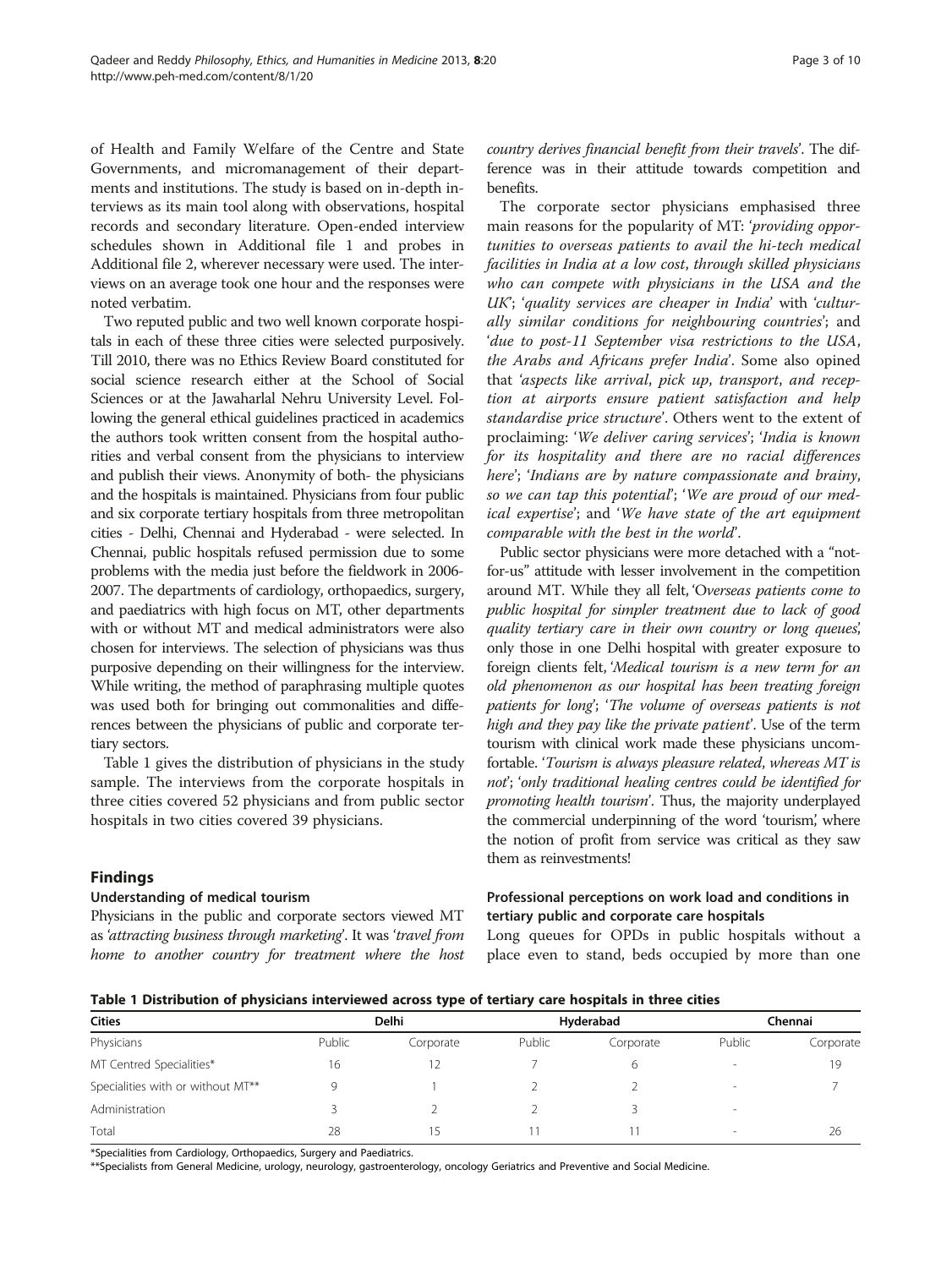of Health and Family Welfare of the Centre and State Governments, and micromanagement of their departments and institutions. The study is based on in-depth interviews as its main tool along with observations, hospital records and secondary literature. Open-ended interview schedules shown in Additional file 1 and probes in Additional file 2, wherever necessary were used. The interviews on an average took one hour and the responses were noted verbatim.

Two reputed public and two well known corporate hospitals in each of these three cities were selected purposively. Till 2010, there was no Ethics Review Board constituted for social science research either at the School of Social Sciences or at the Jawaharlal Nehru University Level. Following the general ethical guidelines practiced in academics the authors took written consent from the hospital authorities and verbal consent from the physicians to interview and publish their views. Anonymity of both- the physicians and the hospitals is maintained. Physicians from four public and six corporate tertiary hospitals from three metropolitan cities - Delhi, Chennai and Hyderabad - were selected. In Chennai, public hospitals refused permission due to some problems with the media just before the fieldwork in 2006-2007. The departments of cardiology, orthopaedics, surgery, and paediatrics with high focus on MT, other departments with or without MT and medical administrators were also chosen for interviews. The selection of physicians was thus purposive depending on their willingness for the interview. While writing, the method of paraphrasing multiple quotes was used both for bringing out commonalities and differences between the physicians of public and corporate tertiary sectors.

Table 1 gives the distribution of physicians in the study sample. The interviews from the corporate hospitals in three cities covered 52 physicians and from public sector hospitals in two cities covered 39 physicians.

## Findings

### Understanding of medical tourism

Physicians in the public and corporate sectors viewed MT as '*attracting business through marketing*'. It was '*travel from home to another country for treatment where the host country derives financial benefit from their travels*'. The difference was in their attitude towards competition and benefits.

The corporate sector physicians emphasised three main reasons for the popularity of MT: '*providing opportunities to overseas patients to avail the hi-tech medical facilities in India at a low cost, through skilled physicians who can compete with physicians in the USA and the UK*'; '*quality services are cheaper in India*' with '*culturally similar conditions for neighbouring countries*'; and '*due to post-11 September visa restrictions to the USA, the Arabs and Africans prefer India*'. Some also opined that '*aspects like arrival, pick up, transport, and reception at airports ensure patient satisfaction and help standardise price structure*'. Others went to the extent of proclaiming: '*We deliver caring services*'; '*India is known for its hospitality and there are no racial differences here*'; '*Indians are by nature compassionate and brainy, so we can tap this potential*'; '*We are proud of our medical expertise*'; and '*We have state of the art equipment comparable with the best in the world*'.

Public sector physicians were more detached with a "not-for-us" attitude with lesser involvement in the competition around MT. While they all felt, '*Overseas patients come to public hospital for simpler treatment due to lack of good quality tertiary care in their own country or long queues*', only those in one Delhi hospital with greater exposure to foreign clients felt, '*Medical tourism is a new term for an old phenomenon as our hospital has been treating foreign patients for long*'; '*The volume of overseas patients is not high and they pay like the private patient*'. Use of the term tourism with clinical work made these physicians uncomfortable. '*Tourism is always pleasure related, whereas MT is not*'; '*only traditional healing centres could be identified for promoting health tourism*'. Thus, the majority underplayed the commercial underpinning of the word 'tourism', where the notion of profit from service was critical as they saw them as reinvestments!

### Professional perceptions on work load and conditions in tertiary public and corporate care hospitals

Long queues for OPDs in public hospitals without a place even to stand, beds occupied by more than one

**Table 1 Distribution of physicians interviewed across type of tertiary care hospitals in three cities**

| Cities | Delhi | | Hyderabad | | Chennai | |
|---|---|---|---|---|---|---|
| Physicians | Public | Corporate | Public | Corporate | Public | Corporate |
| MT Centred Specialities* | 16 | 12 | 7 | 6 | - | 19 |
| Specialities with or without MT** | 9 | 1 | 2 | 2 | - | 7 |
| Administration | 3 | 2 | 2 | 3 | - | |
| Total | 28 | 15 | 11 | 11 | - | 26 |

*Specialities from Cardiology, Orthopaedics, Surgery and Paediatrics.

**Specialists from General Medicine, urology, neurology, gastroenterology, oncology Geriatrics and Preventive and Social Medicine.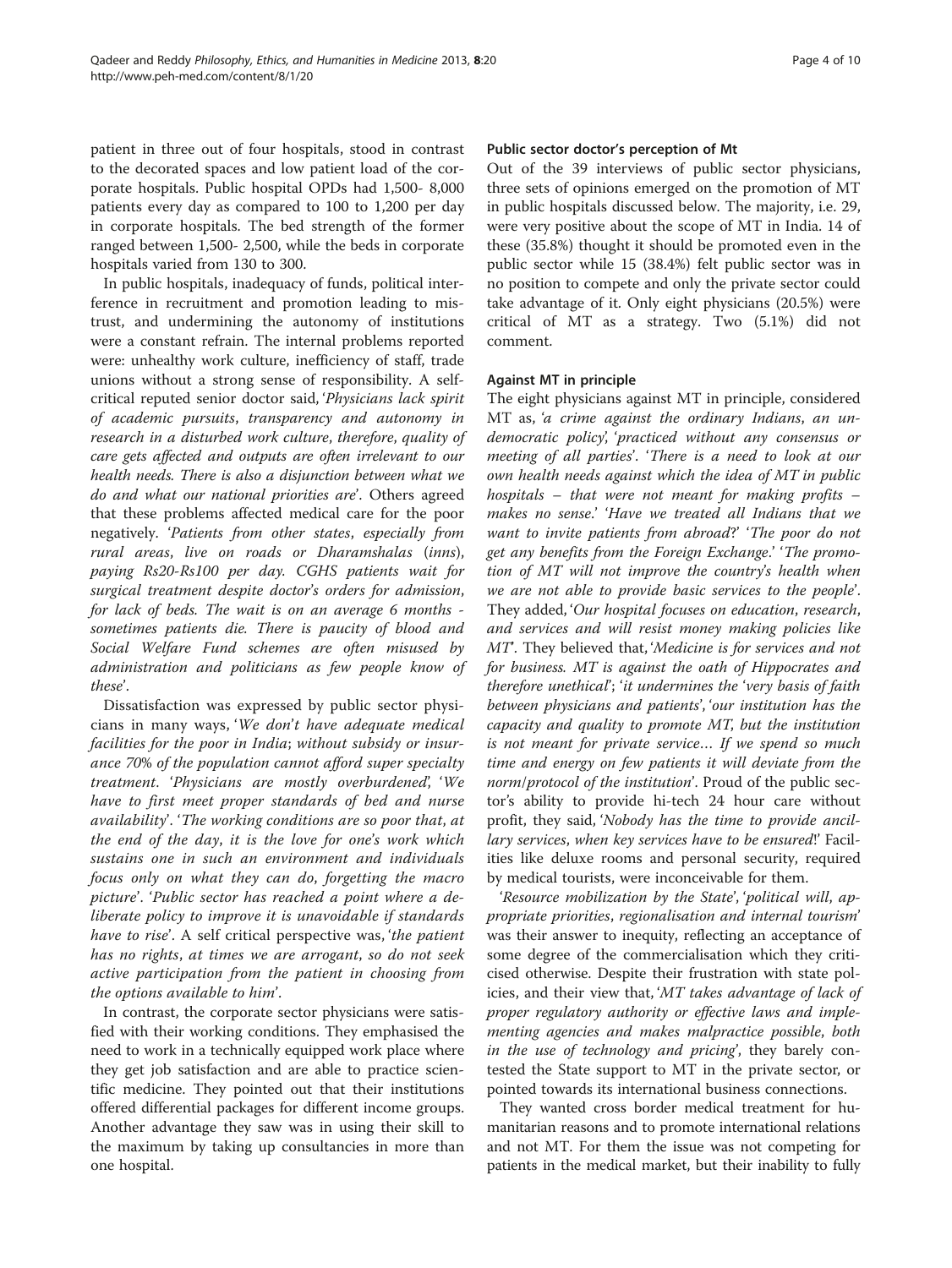patient in three out of four hospitals, stood in contrast to the decorated spaces and low patient load of the corporate hospitals. Public hospital OPDs had 1,500- 8,000 patients every day as compared to 100 to 1,200 per day in corporate hospitals. The bed strength of the former ranged between 1,500- 2,500, while the beds in corporate hospitals varied from 130 to 300.

In public hospitals, inadequacy of funds, political interference in recruitment and promotion leading to mistrust, and undermining the autonomy of institutions were a constant refrain. The internal problems reported were: unhealthy work culture, inefficiency of staff, trade unions without a strong sense of responsibility. A self-critical reputed senior doctor said, '*Physicians lack spirit of academic pursuits, transparency and autonomy in research in a disturbed work culture, therefore, quality of care gets affected and outputs are often irrelevant to our health needs. There is also a disjunction between what we do and what our national priorities are*'. Others agreed that these problems affected medical care for the poor negatively. '*Patients from other states, especially from rural areas, live on roads or Dharamshalas* (inns), *paying Rs20-Rs100 per day. CGHS patients wait for surgical treatment despite doctor's orders for admission, for lack of beds. The wait is on an average 6 months - sometimes patients die. There is paucity of blood and Social Welfare Fund schemes are often misused by administration and politicians as few people know of these*'.

Dissatisfaction was expressed by public sector physicians in many ways, '*We don't have adequate medical facilities for the poor in India; without subsidy or insurance 70% of the population cannot afford super specialty treatment*. '*Physicians are mostly overburdened*', '*We have to first meet proper standards of bed and nurse availability*'. '*The working conditions are so poor that, at the end of the day, it is the love for one's work which sustains one in such an environment and individuals focus only on what they can do, forgetting the macro picture*'. '*Public sector has reached a point where a deliberate policy to improve it is unavoidable if standards have to rise*'. A self critical perspective was, '*the patient has no rights, at times we are arrogant, so do not seek active participation from the patient in choosing from the options available to him*'.

In contrast, the corporate sector physicians were satisfied with their working conditions. They emphasised the need to work in a technically equipped work place where they get job satisfaction and are able to practice scientific medicine. They pointed out that their institutions offered differential packages for different income groups. Another advantage they saw was in using their skill to the maximum by taking up consultancies in more than one hospital.

### Public sector doctor's perception of Mt

Out of the 39 interviews of public sector physicians, three sets of opinions emerged on the promotion of MT in public hospitals discussed below. The majority, i.e. 29, were very positive about the scope of MT in India. 14 of these (35.8%) thought it should be promoted even in the public sector while 15 (38.4%) felt public sector was in no position to compete and only the private sector could take advantage of it. Only eight physicians (20.5%) were critical of MT as a strategy. Two (5.1%) did not comment.

### Against MT in principle

The eight physicians against MT in principle, considered MT as, '*a crime against the ordinary Indians, an undemocratic policy*', '*practiced without any consensus or meeting of all parties*'. '*There is a need to look at our own health needs against which the idea of MT in public hospitals – that were not meant for making profits – makes no sense.*' '*Have we treated all Indians that we want to invite patients from abroad*?' '*The poor do not get any benefits from the Foreign Exchange.*' '*The promotion of MT will not improve the country's health when we are not able to provide basic services to the people*'. They added, '*Our hospital focuses on education, research, and services and will resist money making policies like MT*'. They believed that, '*Medicine is for services and not for business. MT is against the oath of Hippocrates and therefore unethical*'; '*it undermines the 'very basis of faith between physicians and patients*', '*our institution has the capacity and quality to promote MT, but the institution is not meant for private service… If we spend so much time and energy on few patients it will deviate from the norm/protocol of the institution*'. Proud of the public sector's ability to provide hi-tech 24 hour care without profit, they said, '*Nobody has the time to provide ancillary services, when key services have to be ensured*!' Facilities like deluxe rooms and personal security, required by medical tourists, were inconceivable for them.

'*Resource mobilization by the State*', '*political will, appropriate priorities, regionalisation and internal tourism*' was their answer to inequity, reflecting an acceptance of some degree of the commercialisation which they criticised otherwise. Despite their frustration with state policies, and their view that, '*MT takes advantage of lack of proper regulatory authority or effective laws and implementing agencies and makes malpractice possible, both in the use of technology and pricing*', they barely contested the State support to MT in the private sector, or pointed towards its international business connections.

They wanted cross border medical treatment for humanitarian reasons and to promote international relations and not MT. For them the issue was not competing for patients in the medical market, but their inability to fully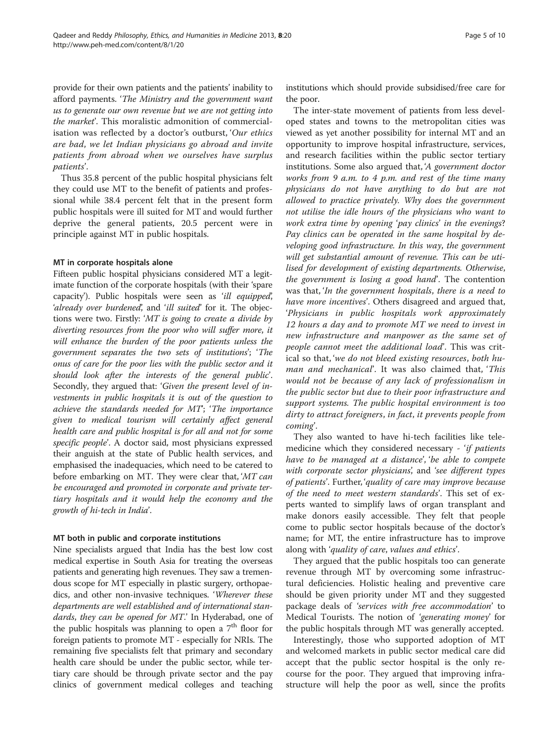provide for their own patients and the patients' inability to afford payments. '*The Ministry and the government want us to generate our own revenue but we are not getting into the market*'. This moralistic admonition of commercialisation was reflected by a doctor's outburst, '*Our ethics are bad, we let Indian physicians go abroad and invite patients from abroad when we ourselves have surplus patients*'.

Thus 35.8 percent of the public hospital physicians felt they could use MT to the benefit of patients and professional while 38.4 percent felt that in the present form public hospitals were ill suited for MT and would further deprive the general patients, 20.5 percent were in principle against MT in public hospitals.

### MT in corporate hospitals alone

Fifteen public hospital physicians considered MT a legitimate function of the corporate hospitals (with their 'spare capacity'). Public hospitals were seen as '*ill equipped*', '*already over burdened*', and '*ill suited*' for it. The objections were two. Firstly: '*MT is going to create a divide by diverting resources from the poor who will suffer more, it will enhance the burden of the poor patients unless the government separates the two sets of institutions*'; '*The onus of care for the poor lies with the public sector and it should look after the interests of the general public*'. Secondly, they argued that: '*Given the present level of investments in public hospitals it is out of the question to achieve the standards needed for MT*'; '*The importance given to medical tourism will certainly affect general health care and public hospital is for all and not for some specific people*'. A doctor said, most physicians expressed their anguish at the state of Public health services, and emphasised the inadequacies, which need to be catered to before embarking on MT. They were clear that, '*MT can be encouraged and promoted in corporate and private tertiary hospitals and it would help the economy and the growth of hi-tech in India*'.

### MT both in public and corporate institutions

Nine specialists argued that India has the best low cost medical expertise in South Asia for treating the overseas patients and generating high revenues. They saw a tremendous scope for MT especially in plastic surgery, orthopaedics, and other non-invasive techniques. '*Wherever these departments are well established and of international standards, they can be opened for MT.*' In Hyderabad, one of the public hospitals was planning to open a 7th floor for foreign patients to promote MT - especially for NRIs. The remaining five specialists felt that primary and secondary health care should be under the public sector, while tertiary care should be through private sector and the pay clinics of government medical colleges and teaching institutions which should provide subsidised/free care for the poor.

The inter-state movement of patients from less developed states and towns to the metropolitan cities was viewed as yet another possibility for internal MT and an opportunity to improve hospital infrastructure, services, and research facilities within the public sector tertiary institutions. Some also argued that, '*A government doctor works from 9 a.m. to 4 p.m. and rest of the time many physicians do not have anything to do but are not allowed to practice privately. Why does the government not utilise the idle hours of the physicians who want to work extra time by opening 'pay clinics' in the evenings? Pay clinics can be operated in the same hospital by developing good infrastructure. In this way, the government will get substantial amount of revenue. This can be utilised for development of existing departments. Otherwise, the government is losing a good hand*'. The contention was that, '*In the government hospitals, there is a need to have more incentives*'. Others disagreed and argued that, '*Physicians in public hospitals work approximately 12 hours a day and to promote MT we need to invest in new infrastructure and manpower as the same set of people cannot meet the additional load*'. This was critical so that, '*we do not bleed existing resources, both human and mechanical*'. It was also claimed that, '*This would not be because of any lack of professionalism in the public sector but due to their poor infrastructure and support systems. The public hospital environment is too dirty to attract foreigners, in fact, it prevents people from coming*'.

They also wanted to have hi-tech facilities like telemedicine which they considered necessary - '*if patients have to be managed at a distance*', '*be able to compete with corporate sector physicians*', and '*see different types of patients*'. Further, '*quality of care may improve because of the need to meet western standards*'. This set of experts wanted to simplify laws of organ transplant and make donors easily accessible. They felt that people come to public sector hospitals because of the doctor's name; for MT, the entire infrastructure has to improve along with '*quality of care, values and ethics*'.

They argued that the public hospitals too can generate revenue through MT by overcoming some infrastructural deficiencies. Holistic healing and preventive care should be given priority under MT and they suggested package deals of '*services with free accommodation*' to Medical Tourists. The notion of '*generating money*' for the public hospitals through MT was generally accepted.

Interestingly, those who supported adoption of MT and welcomed markets in public sector medical care did accept that the public sector hospital is the only recourse for the poor. They argued that improving infrastructure will help the poor as well, since the profits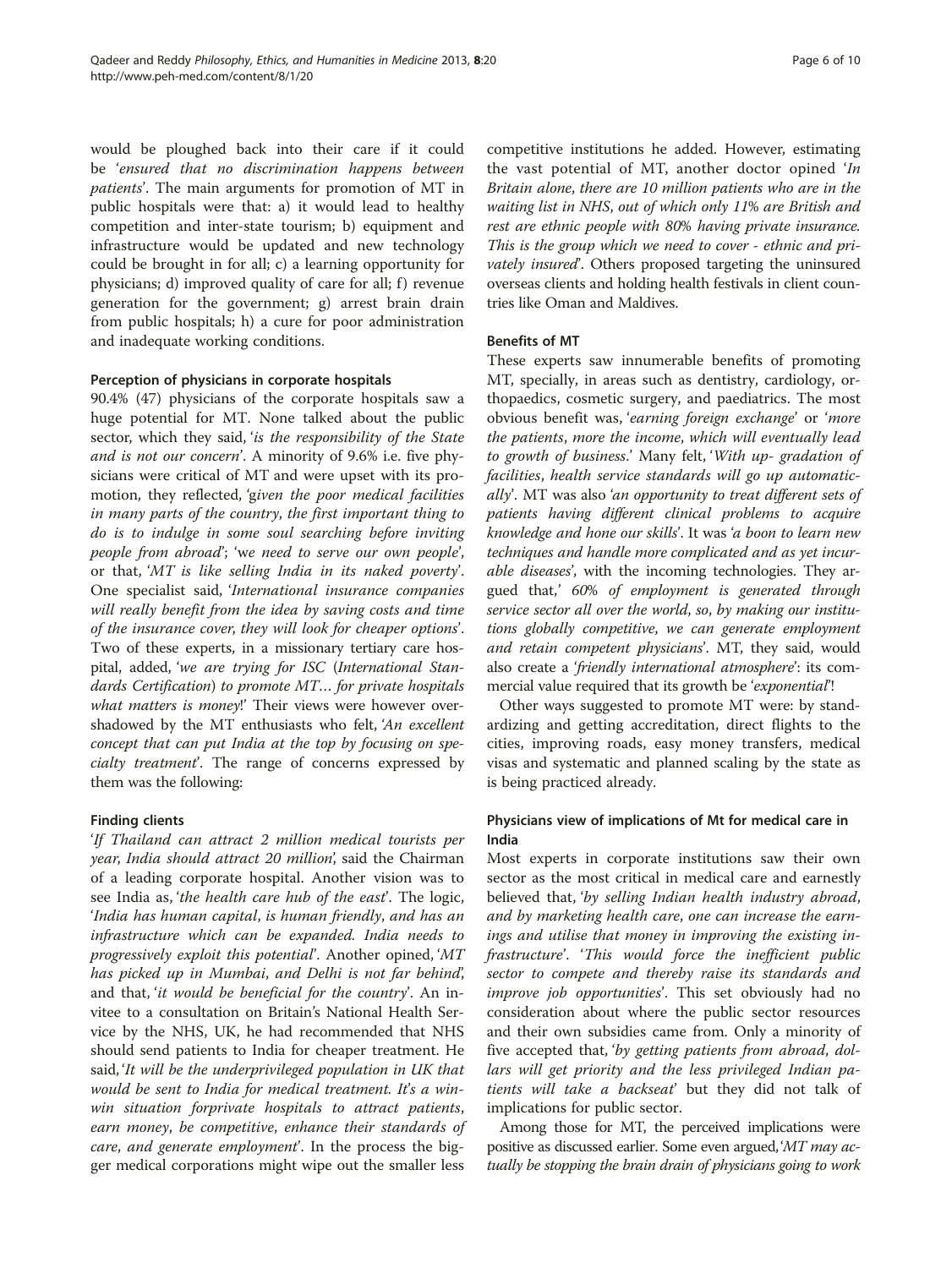would be ploughed back into their care if it could be '*ensured that no discrimination happens between patients*'. The main arguments for promotion of MT in public hospitals were that: a) it would lead to healthy competition and inter-state tourism; b) equipment and infrastructure would be updated and new technology could be brought in for all; c) a learning opportunity for physicians; d) improved quality of care for all; f) revenue generation for the government; g) arrest brain drain from public hospitals; h) a cure for poor administration and inadequate working conditions.

#### Perception of physicians in corporate hospitals

90.4% (47) physicians of the corporate hospitals saw a huge potential for MT. None talked about the public sector, which they said, '*is the responsibility of the State and is not our concern*'. A minority of 9.6% i.e. five physicians were critical of MT and were upset with its promotion, they reflected, '*given the poor medical facilities in many parts of the country, the first important thing to do is to indulge in some soul searching before inviting people from abroad*'; '*we need to serve our own people*', or that, '*MT is like selling India in its naked poverty*'. One specialist said, '*International insurance companies will really benefit from the idea by saving costs and time of the insurance cover, they will look for cheaper options*'. Two of these experts, in a missionary tertiary care hospital, added, '*we are trying for ISC (International Standards Certification) to promote MT… for private hospitals what matters is money*!' Their views were however overshadowed by the MT enthusiasts who felt, '*An excellent concept that can put India at the top by focusing on specialty treatment*'. The range of concerns expressed by them was the following:

#### Finding clients

'*If Thailand can attract 2 million medical tourists per year, India should attract 20 million*', said the Chairman of a leading corporate hospital. Another vision was to see India as, '*the health care hub of the east*'. The logic, '*India has human capital, is human friendly, and has an infrastructure which can be expanded. India needs to progressively exploit this potential*'. Another opined, '*MT has picked up in Mumbai, and Delhi is not far behind*', and that, '*it would be beneficial for the country*'. An invitee to a consultation on Britain's National Health Service by the NHS, UK, he had recommended that NHS should send patients to India for cheaper treatment. He said, '*It will be the underprivileged population in UK that would be sent to India for medical treatment. It's a win-win situation forprivate hospitals to attract patients, earn money, be competitive, enhance their standards of care, and generate employment*'. In the process the bigger medical corporations might wipe out the smaller less competitive institutions he added. However, estimating the vast potential of MT, another doctor opined '*In Britain alone, there are 10 million patients who are in the waiting list in NHS, out of which only 11% are British and rest are ethnic people with 80% having private insurance. This is the group which we need to cover - ethnic and privately insured*'. Others proposed targeting the uninsured overseas clients and holding health festivals in client countries like Oman and Maldives.

#### Benefits of MT

These experts saw innumerable benefits of promoting MT, specially, in areas such as dentistry, cardiology, orthopaedics, cosmetic surgery, and paediatrics. The most obvious benefit was, '*earning foreign exchange*' or '*more the patients, more the income, which will eventually lead to growth of business*.' Many felt, '*With up- gradation of facilities, health service standards will go up automatically*'. MT was also '*an opportunity to treat different sets of patients having different clinical problems to acquire knowledge and hone our skills*'. It was '*a boon to learn new techniques and handle more complicated and as yet incurable diseases*', with the incoming technologies. They argued that,' *60% of employment is generated through service sector all over the world, so, by making our institutions globally competitive, we can generate employment and retain competent physicians*'. MT, they said, would also create a '*friendly international atmosphere*': its commercial value required that its growth be '*exponential*'!

Other ways suggested to promote MT were: by standardizing and getting accreditation, direct flights to the cities, improving roads, easy money transfers, medical visas and systematic and planned scaling by the state as is being practiced already.

#### Physicians view of implications of Mt for medical care in India

Most experts in corporate institutions saw their own sector as the most critical in medical care and earnestly believed that, '*by selling Indian health industry abroad, and by marketing health care, one can increase the earnings and utilise that money in improving the existing infrastructure*'. '*This would force the inefficient public sector to compete and thereby raise its standards and improve job opportunities*'. This set obviously had no consideration about where the public sector resources and their own subsidies came from. Only a minority of five accepted that, '*by getting patients from abroad, dollars will get priority and the less privileged Indian patients will take a backseat*' but they did not talk of implications for public sector.

Among those for MT, the perceived implications were positive as discussed earlier. Some even argued,'*MT may actually be stopping the brain drain of physicians going to work*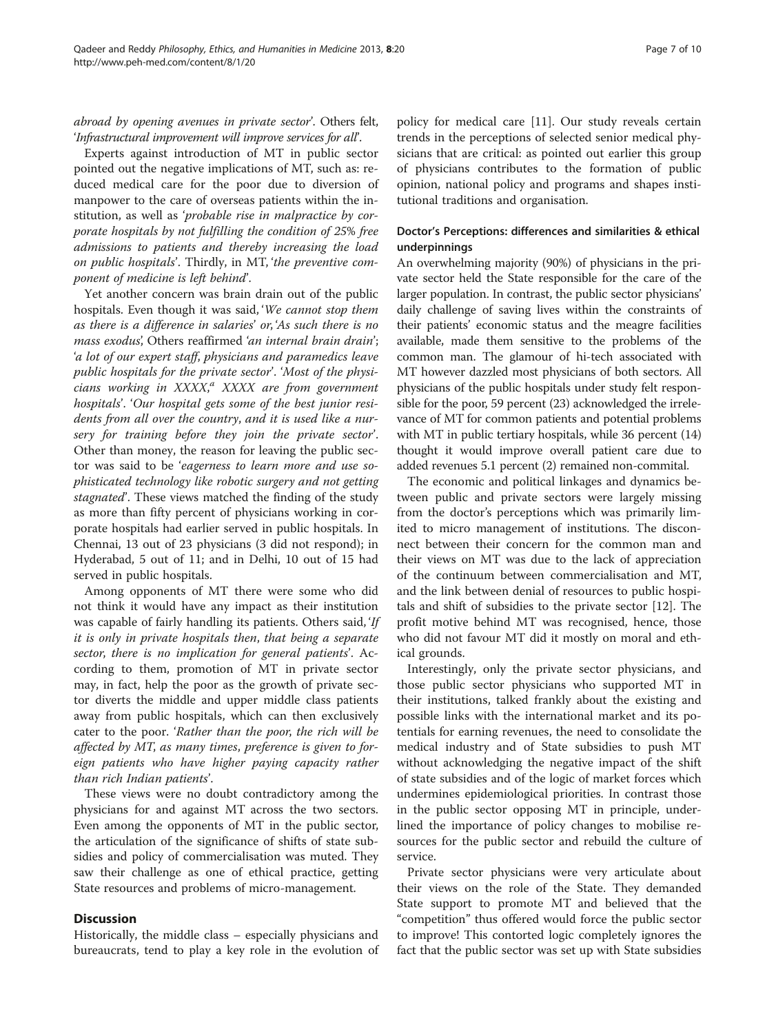*abroad by opening avenues in private sector*'. Others felt, '*Infrastructural improvement will improve services for all*'.

Experts against introduction of MT in public sector pointed out the negative implications of MT, such as: reduced medical care for the poor due to diversion of manpower to the care of overseas patients within the institution, as well as '*probable rise in malpractice by corporate hospitals by not fulfilling the condition of 25% free admissions to patients and thereby increasing the load on public hospitals*'. Thirdly, in MT, '*the preventive component of medicine is left behind*'.

Yet another concern was brain drain out of the public hospitals. Even though it was said, '*We cannot stop them as there is a difference in salaries*' or, '*As such there is no mass exodus*', Others reaffirmed '*an internal brain drain*'; '*a lot of our expert staff, physicians and paramedics leave public hospitals for the private sector*'. '*Most of the physicians working in XXXX,*[a] *XXXX are from government hospitals*'. '*Our hospital gets some of the best junior residents from all over the country, and it is used like a nursery for training before they join the private sector*'. Other than money, the reason for leaving the public sector was said to be '*eagerness to learn more and use sophisticated technology like robotic surgery and not getting stagnated*'. These views matched the finding of the study as more than fifty percent of physicians working in corporate hospitals had earlier served in public hospitals. In Chennai, 13 out of 23 physicians (3 did not respond); in Hyderabad, 5 out of 11; and in Delhi, 10 out of 15 had served in public hospitals.

Among opponents of MT there were some who did not think it would have any impact as their institution was capable of fairly handling its patients. Others said, '*If it is only in private hospitals then, that being a separate sector, there is no implication for general patients*'. According to them, promotion of MT in private sector may, in fact, help the poor as the growth of private sector diverts the middle and upper middle class patients away from public hospitals, which can then exclusively cater to the poor. '*Rather than the poor, the rich will be affected by MT, as many times, preference is given to foreign patients who have higher paying capacity rather than rich Indian patients*'.

These views were no doubt contradictory among the physicians for and against MT across the two sectors. Even among the opponents of MT in the public sector, the articulation of the significance of shifts of state subsidies and policy of commercialisation was muted. They saw their challenge as one of ethical practice, getting State resources and problems of micro-management.

## Discussion

Historically, the middle class – especially physicians and bureaucrats, tend to play a key role in the evolution of policy for medical care [11]. Our study reveals certain trends in the perceptions of selected senior medical physicians that are critical: as pointed out earlier this group of physicians contributes to the formation of public opinion, national policy and programs and shapes institutional traditions and organisation.

### Doctor's Perceptions: differences and similarities & ethical underpinnings

An overwhelming majority (90%) of physicians in the private sector held the State responsible for the care of the larger population. In contrast, the public sector physicians' daily challenge of saving lives within the constraints of their patients' economic status and the meagre facilities available, made them sensitive to the problems of the common man. The glamour of hi-tech associated with MT however dazzled most physicians of both sectors. All physicians of the public hospitals under study felt responsible for the poor, 59 percent (23) acknowledged the irrelevance of MT for common patients and potential problems with MT in public tertiary hospitals, while 36 percent (14) thought it would improve overall patient care due to added revenues 5.1 percent (2) remained non-commital.

The economic and political linkages and dynamics between public and private sectors were largely missing from the doctor's perceptions which was primarily limited to micro management of institutions. The disconnect between their concern for the common man and their views on MT was due to the lack of appreciation of the continuum between commercialisation and MT, and the link between denial of resources to public hospitals and shift of subsidies to the private sector [12]. The profit motive behind MT was recognised, hence, those who did not favour MT did it mostly on moral and ethical grounds.

Interestingly, only the private sector physicians, and those public sector physicians who supported MT in their institutions, talked frankly about the existing and possible links with the international market and its potentials for earning revenues, the need to consolidate the medical industry and of State subsidies to push MT without acknowledging the negative impact of the shift of state subsidies and of the logic of market forces which undermines epidemiological priorities. In contrast those in the public sector opposing MT in principle, underlined the importance of policy changes to mobilise resources for the public sector and rebuild the culture of service.

Private sector physicians were very articulate about their views on the role of the State. They demanded State support to promote MT and believed that the "competition" thus offered would force the public sector to improve! This contorted logic completely ignores the fact that the public sector was set up with State subsidies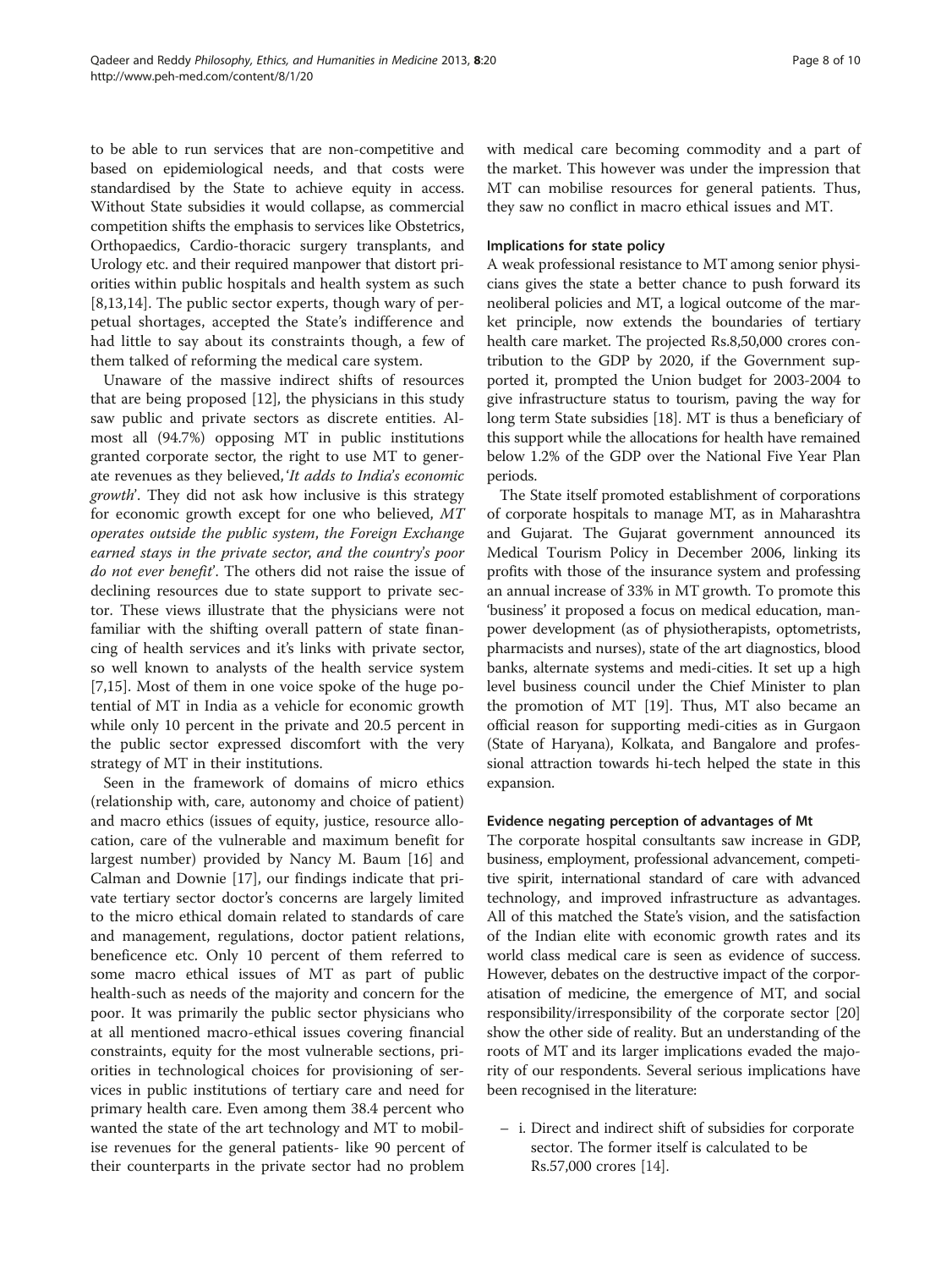to be able to run services that are non-competitive and based on epidemiological needs, and that costs were standardised by the State to achieve equity in access. Without State subsidies it would collapse, as commercial competition shifts the emphasis to services like Obstetrics, Orthopaedics, Cardio-thoracic surgery transplants, and Urology etc. and their required manpower that distort priorities within public hospitals and health system as such [8,13,14]. The public sector experts, though wary of perpetual shortages, accepted the State's indifference and had little to say about its constraints though, a few of them talked of reforming the medical care system.

Unaware of the massive indirect shifts of resources that are being proposed [12], the physicians in this study saw public and private sectors as discrete entities. Almost all (94.7%) opposing MT in public institutions granted corporate sector, the right to use MT to generate revenues as they believed,'*It adds to India's economic growth*'. They did not ask how inclusive is this strategy for economic growth except for one who believed, *MT operates outside the public system, the Foreign Exchange earned stays in the private sector, and the country's poor do not ever benefit*'. The others did not raise the issue of declining resources due to state support to private sector. These views illustrate that the physicians were not familiar with the shifting overall pattern of state financing of health services and it's links with private sector, so well known to analysts of the health service system [7,15]. Most of them in one voice spoke of the huge potential of MT in India as a vehicle for economic growth while only 10 percent in the private and 20.5 percent in the public sector expressed discomfort with the very strategy of MT in their institutions.

Seen in the framework of domains of micro ethics (relationship with, care, autonomy and choice of patient) and macro ethics (issues of equity, justice, resource allocation, care of the vulnerable and maximum benefit for largest number) provided by Nancy M. Baum [16] and Calman and Downie [17], our findings indicate that private tertiary sector doctor's concerns are largely limited to the micro ethical domain related to standards of care and management, regulations, doctor patient relations, beneficence etc. Only 10 percent of them referred to some macro ethical issues of MT as part of public health-such as needs of the majority and concern for the poor. It was primarily the public sector physicians who at all mentioned macro-ethical issues covering financial constraints, equity for the most vulnerable sections, priorities in technological choices for provisioning of services in public institutions of tertiary care and need for primary health care. Even among them 38.4 percent who wanted the state of the art technology and MT to mobilise revenues for the general patients- like 90 percent of their counterparts in the private sector had no problem with medical care becoming commodity and a part of the market. This however was under the impression that MT can mobilise resources for general patients. Thus, they saw no conflict in macro ethical issues and MT.

#### Implications for state policy

A weak professional resistance to MT among senior physicians gives the state a better chance to push forward its neoliberal policies and MT, a logical outcome of the market principle, now extends the boundaries of tertiary health care market. The projected Rs.8,50,000 crores contribution to the GDP by 2020, if the Government supported it, prompted the Union budget for 2003-2004 to give infrastructure status to tourism, paving the way for long term State subsidies [18]. MT is thus a beneficiary of this support while the allocations for health have remained below 1.2% of the GDP over the National Five Year Plan periods.

The State itself promoted establishment of corporations of corporate hospitals to manage MT, as in Maharashtra and Gujarat. The Gujarat government announced its Medical Tourism Policy in December 2006, linking its profits with those of the insurance system and professing an annual increase of 33% in MT growth. To promote this 'business' it proposed a focus on medical education, manpower development (as of physiotherapists, optometrists, pharmacists and nurses), state of the art diagnostics, blood banks, alternate systems and medi-cities. It set up a high level business council under the Chief Minister to plan the promotion of MT [19]. Thus, MT also became an official reason for supporting medi-cities as in Gurgaon (State of Haryana), Kolkata, and Bangalore and professional attraction towards hi-tech helped the state in this expansion.

#### Evidence negating perception of advantages of Mt

The corporate hospital consultants saw increase in GDP, business, employment, professional advancement, competitive spirit, international standard of care with advanced technology, and improved infrastructure as advantages. All of this matched the State's vision, and the satisfaction of the Indian elite with economic growth rates and its world class medical care is seen as evidence of success. However, debates on the destructive impact of the corporatisation of medicine, the emergence of MT, and social responsibility/irresponsibility of the corporate sector [20] show the other side of reality. But an understanding of the roots of MT and its larger implications evaded the majority of our respondents. Several serious implications have been recognised in the literature:

- i. Direct and indirect shift of subsidies for corporate sector. The former itself is calculated to be Rs.57,000 crores [14].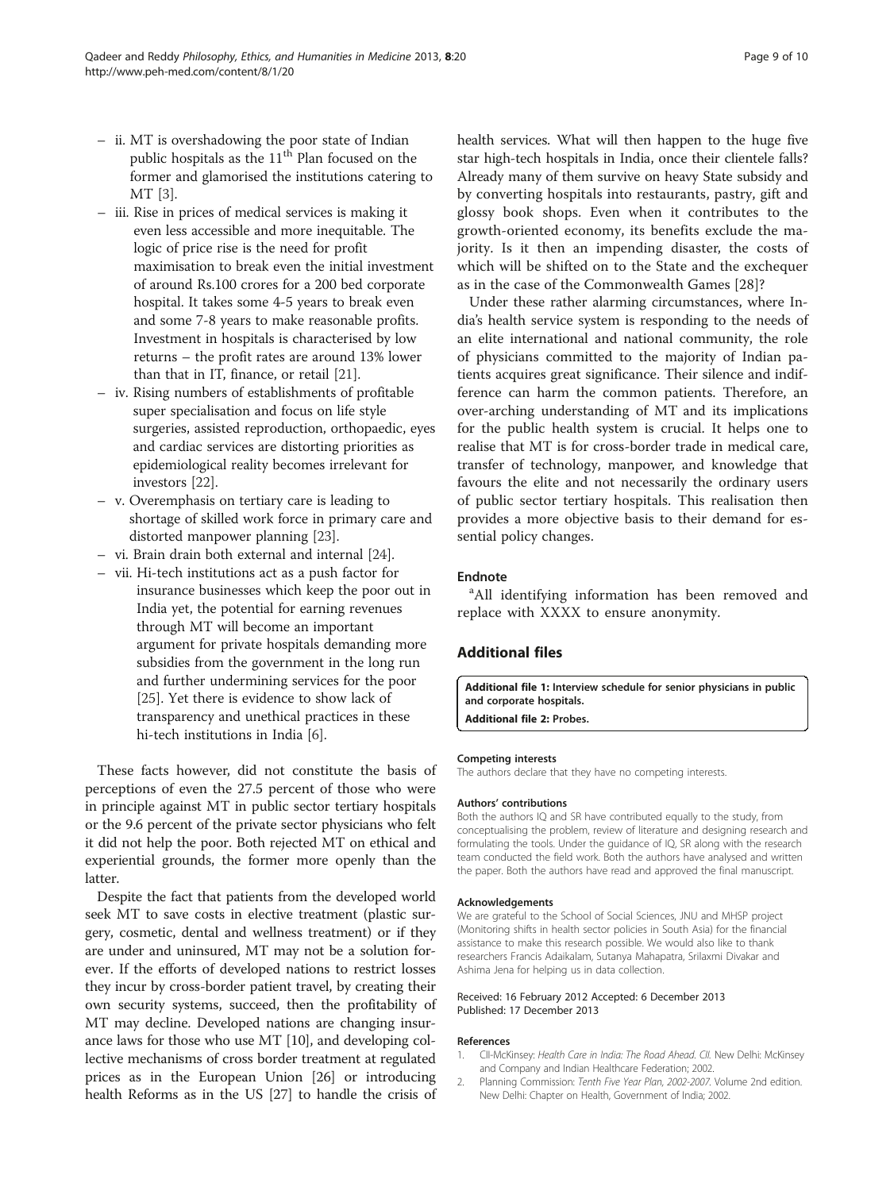– ii. MT is overshadowing the poor state of Indian public hospitals as the 11th Plan focused on the former and glamorised the institutions catering to MT [3].
– iii. Rise in prices of medical services is making it even less accessible and more inequitable. The logic of price rise is the need for profit maximisation to break even the initial investment of around Rs.100 crores for a 200 bed corporate hospital. It takes some 4-5 years to break even and some 7-8 years to make reasonable profits. Investment in hospitals is characterised by low returns – the profit rates are around 13% lower than that in IT, finance, or retail [21].
– iv. Rising numbers of establishments of profitable super specialisation and focus on life style surgeries, assisted reproduction, orthopaedic, eyes and cardiac services are distorting priorities as epidemiological reality becomes irrelevant for investors [22].
– v. Overemphasis on tertiary care is leading to shortage of skilled work force in primary care and distorted manpower planning [23].
– vi. Brain drain both external and internal [24].
– vii. Hi-tech institutions act as a push factor for insurance businesses which keep the poor out in India yet, the potential for earning revenues through MT will become an important argument for private hospitals demanding more subsidies from the government in the long run and further undermining services for the poor [25]. Yet there is evidence to show lack of transparency and unethical practices in these hi-tech institutions in India [6].

These facts however, did not constitute the basis of perceptions of even the 27.5 percent of those who were in principle against MT in public sector tertiary hospitals or the 9.6 percent of the private sector physicians who felt it did not help the poor. Both rejected MT on ethical and experiential grounds, the former more openly than the latter.

Despite the fact that patients from the developed world seek MT to save costs in elective treatment (plastic surgery, cosmetic, dental and wellness treatment) or if they are under and uninsured, MT may not be a solution forever. If the efforts of developed nations to restrict losses they incur by cross-border patient travel, by creating their own security systems, succeed, then the profitability of MT may decline. Developed nations are changing insurance laws for those who use MT [10], and developing collective mechanisms of cross border treatment at regulated prices as in the European Union [26] or introducing health Reforms as in the US [27] to handle the crisis of health services. What will then happen to the huge five star high-tech hospitals in India, once their clientele falls? Already many of them survive on heavy State subsidy and by converting hospitals into restaurants, pastry, gift and glossy book shops. Even when it contributes to the growth-oriented economy, its benefits exclude the majority. Is it then an impending disaster, the costs of which will be shifted on to the State and the exchequer as in the case of the Commonwealth Games [28]?

Under these rather alarming circumstances, where India's health service system is responding to the needs of an elite international and national community, the role of physicians committed to the majority of Indian patients acquires great significance. Their silence and indifference can harm the common patients. Therefore, an over-arching understanding of MT and its implications for the public health system is crucial. It helps one to realise that MT is for cross-border trade in medical care, transfer of technology, manpower, and knowledge that favours the elite and not necessarily the ordinary users of public sector tertiary hospitals. This realisation then provides a more objective basis to their demand for essential policy changes.

### Endnote

[a]All identifying information has been removed and replace with XXXX to ensure anonymity.

## Additional files

**Additional file 1:** Interview schedule for senior physicians in public and corporate hospitals.

**Additional file 2:** Probes.

#### Competing interests

The authors declare that they have no competing interests.

#### Authors' contributions

Both the authors IQ and SR have contributed equally to the study, from conceptualising the problem, review of literature and designing research and formulating the tools. Under the guidance of IQ, SR along with the research team conducted the field work. Both the authors have analysed and written the paper. Both the authors have read and approved the final manuscript.

#### Acknowledgements

We are grateful to the School of Social Sciences, JNU and MHSP project (Monitoring shifts in health sector policies in South Asia) for the financial assistance to make this research possible. We would also like to thank researchers Francis Adaikalam, Sutanya Mahapatra, Srilaxmi Divakar and Ashima Jena for helping us in data collection.

Received: 16 February 2012 Accepted: 6 December 2013
Published: 17 December 2013

#### References

1. CII-McKinsey: *Health Care in India: The Road Ahead. CII.* New Delhi: McKinsey and Company and Indian Healthcare Federation; 2002.
2. Planning Commission: *Tenth Five Year Plan, 2002-2007.* Volume 2nd edition. New Delhi: Chapter on Health, Government of India; 2002.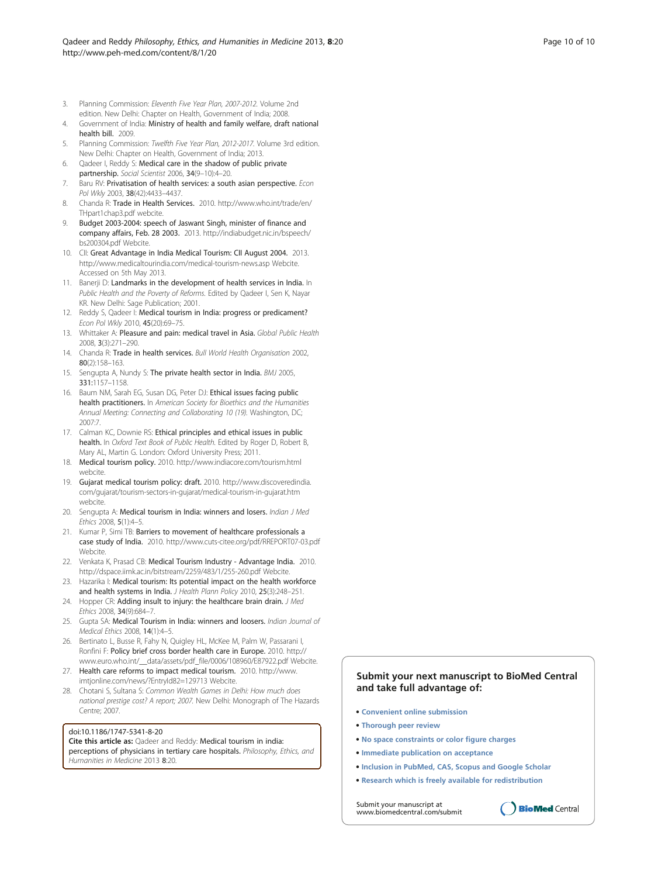3. Planning Commission: *Eleventh Five Year Plan, 2007-2012.* Volume 2nd edition. New Delhi: Chapter on Health, Government of India; 2008.
4. Government of India: **Ministry of health and family welfare, draft national health bill.** 2009.
5. Planning Commission: *Twelfth Five Year Plan, 2012-2017.* Volume 3rd edition. New Delhi: Chapter on Health, Government of India; 2013.
6. Qadeer I, Reddy S: **Medical care in the shadow of public private partnership.** *Social Scientist* 2006, **34**(9–10):4–20.
7. Baru RV: **Privatisation of health services: a south asian perspective.** *Econ Pol Wkly* 2003, **38**(42):4433–4437.
8. Chanda R: **Trade in Health Services.** 2010. http://www.who.int/trade/en/THpart1chap3.pdf webcite.
9. **Budget 2003-2004: speech of Jaswant Singh, minister of finance and company affairs, Feb. 28 2003.** 2013. http://indiabudget.nic.in/bspeech/bs200304.pdf Webcite.
10. CII: **Great Advantage in India Medical Tourism: CII August 2004.** 2013. http://www.medicaltourindia.com/medical-tourism-news.asp Webcite. Accessed on 5th May 2013.
11. Banerji D: **Landmarks in the development of health services in India.** In *Public Health and the Poverty of Reforms.* Edited by Qadeer I, Sen K, Nayar KR. New Delhi: Sage Publication; 2001.
12. Reddy S, Qadeer I: **Medical tourism in India: progress or predicament?** *Econ Pol Wkly* 2010, **45**(20):69–75.
13. Whittaker A: **Pleasure and pain: medical travel in Asia.** *Global Public Health* 2008, **3**(3):271–290.
14. Chanda R: **Trade in health services.** *Bull World Health Organisation* 2002, **80**(2):158–163.
15. Sengupta A, Nundy S: **The private health sector in India.** *BMJ* 2005, **331:**1157–1158.
16. Baum NM, Sarah EG, Susan DG, Peter DJ: **Ethical issues facing public health practitioners.** In *American Society for Bioethics and the Humanities Annual Meeting: Connecting and Collaborating 10 (19).* Washington, DC; 2007:7.
17. Calman KC, Downie RS: **Ethical principles and ethical issues in public health.** In *Oxford Text Book of Public Health.* Edited by Roger D, Robert B, Mary AL, Martin G. London: Oxford University Press; 2011.
18. **Medical tourism policy.** 2010. http://www.indiacore.com/tourism.html webcite.
19. **Gujarat medical tourism policy: draft.** 2010. http://www.discoveredindia.com/gujarat/tourism-sectors-in-gujarat/medical-tourism-in-gujarat.htm webcite.
20. Sengupta A: **Medical tourism in India: winners and losers.** *Indian J Med Ethics* 2008, **5**(1):4–5.
21. Kumar P, Simi TB: **Barriers to movement of healthcare professionals a case study of India.** 2010. http://www.cuts-citee.org/pdf/RREPORT07-03.pdf Webcite.
22. Venkata K, Prasad CB: **Medical Tourism Industry - Advantage India.** 2010. http://dspace.iimk.ac.in/bitstream/2259/483/1/255-260.pdf Webcite.
23. Hazarika I: **Medical tourism: Its potential impact on the health workforce and health systems in India.** *J Health Plann Policy* 2010, **25**(3):248–251.
24. Hopper CR: **Adding insult to injury: the healthcare brain drain.** *J Med Ethics* 2008, **34**(9):684–7.
25. Gupta SA: **Medical Tourism in India: winners and loosers.** *Indian Journal of Medical Ethics* 2008, **14**(1):4–5.
26. Bertinato L, Busse R, Fahy N, Quigley HL, McKee M, Palm W, Passarani I, Ronfini F: **Policy brief cross border health care in Europe.** 2010. http://www.euro.who.int/__data/assets/pdf_file/0006/108960/E87922.pdf Webcite.
27. **Health care reforms to impact medical tourism.** 2010. http://www.imtjonline.com/news/?EntryId82=129713 Webcite.
28. Chotani S, Sultana S: *Common Wealth Games in Delhi: How much does national prestige cost? A report; 2007.* New Delhi: Monograph of The Hazards Centre; 2007.

doi:10.1186/1747-5341-8-20

**Cite this article as:** Qadeer and Reddy: **Medical tourism in india: perceptions of physicians in tertiary care hospitals.** *Philosophy, Ethics, and Humanities in Medicine* 2013 **8**:20.

**Submit your next manuscript to BioMed Central and take full advantage of:**

- **Convenient online submission**
- **Thorough peer review**
- **No space constraints or color figure charges**
- **Immediate publication on acceptance**
- **Inclusion in PubMed, CAS, Scopus and Google Scholar**
- **Research which is freely available for redistribution**

Submit your manuscript at www.biomedcentral.com/submit

BioMed Central